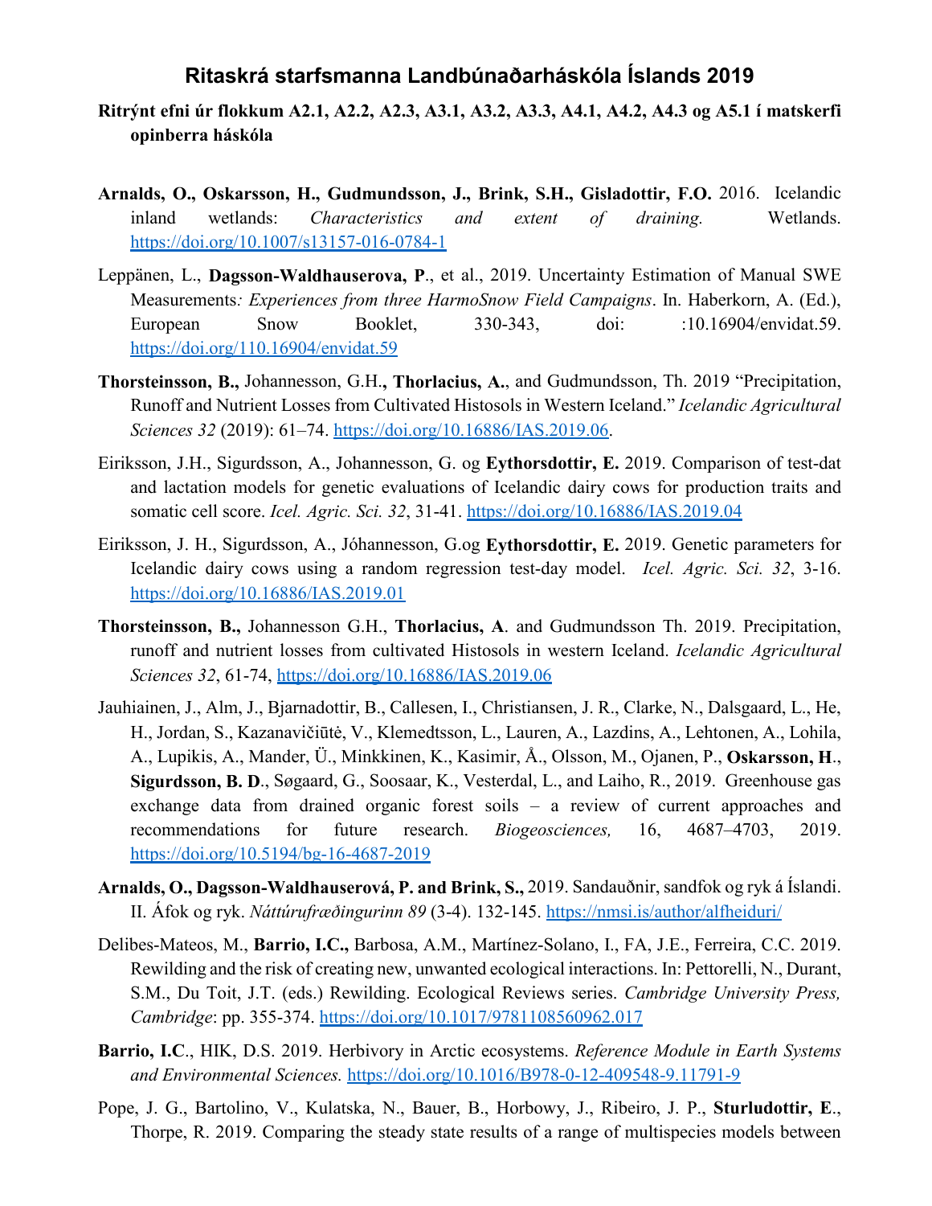# Ritaskrá starfsmanna Landbúnaðarháskóla Íslands 2019

**Ritrýnt efni úr flokkum A2.1, A2.2, A2.3, A3.1, A3.2, A3.3, A4.1, A4.2, A4.3 og A5.1 í matskerfi opinberra háskóla**

**Arnalds, O., Oskarsson, H., Gudmundsson, J., Brink, S.H., Gisladottir, F.O.** 2016. Icelandic inland wetlands: *Characteristics and extent of draining.* Wetlands. https://doi.org/10.1007/s13157-016-0784-1

Leppänen, L., **Dagsson-Waldhauserova, P**., et al., 2019. Uncertainty Estimation of Manual SWE Measurements*: Experiences from three HarmoSnow Field Campaigns*. In. Haberkorn, A. (Ed.), European Snow Booklet, 330-343, doi: :10.16904/envidat.59. https://doi.org/110.16904/envidat.59

**Thorsteinsson, B.,** Johannesson, G.H.**, Thorlacius, A.**, and Gudmundsson, Th. 2019 "Precipitation, Runoff and Nutrient Losses from Cultivated Histosols in Western Iceland." *Icelandic Agricultural Sciences 32* (2019): 61–74. https://doi.org/10.16886/IAS.2019.06.

Eiriksson, J.H., Sigurdsson, A., Johannesson, G. og **Eythorsdottir, E.** 2019. Comparison of test-dat and lactation models for genetic evaluations of Icelandic dairy cows for production traits and somatic cell score. *Icel. Agric. Sci. 32*, 31-41. https://doi.org/10.16886/IAS.2019.04

Eiriksson, J. H., Sigurdsson, A., Jóhannesson, G.og **Eythorsdottir, E.** 2019. Genetic parameters for Icelandic dairy cows using a random regression test-day model. *Icel. Agric. Sci. 32*, 3-16. https://doi.org/10.16886/IAS.2019.01

**Thorsteinsson, B.,** Johannesson G.H., **Thorlacius, A**. and Gudmundsson Th. 2019. Precipitation, runoff and nutrient losses from cultivated Histosols in western Iceland. *Icelandic Agricultural Sciences 32*, 61-74, https://doi.org/10.16886/IAS.2019.06

Jauhiainen, J., Alm, J., Bjarnadottir, B., Callesen, I., Christiansen, J. R., Clarke, N., Dalsgaard, L., He, H., Jordan, S., Kazanavičiūtė, V., Klemedtsson, L., Lauren, A., Lazdins, A., Lehtonen, A., Lohila, A., Lupikis, A., Mander, Ü., Minkkinen, K., Kasimir, Å., Olsson, M., Ojanen, P., **Oskarsson, H**., **Sigurdsson, B. D**., Søgaard, G., Soosaar, K., Vesterdal, L., and Laiho, R., 2019. Greenhouse gas exchange data from drained organic forest soils – a review of current approaches and recommendations for future research. *Biogeosciences,* 16, 4687–4703, 2019. https://doi.org/10.5194/bg-16-4687-2019

**Arnalds, O., Dagsson-Waldhauserová, P. and Brink, S.,** 2019. Sandauðnir, sandfok og ryk á Íslandi. II. Áfok og ryk. *Náttúrufræðingurinn 89* (3-4). 132-145. https://nmsi.is/author/alfheiduri/

Delibes-Mateos, M., **Barrio, I.C.,** Barbosa, A.M., Martínez-Solano, I., FA, J.E., Ferreira, C.C. 2019. Rewilding and the risk of creating new, unwanted ecological interactions. In: Pettorelli, N., Durant, S.M., Du Toit, J.T. (eds.) Rewilding. Ecological Reviews series. *Cambridge University Press, Cambridge*: pp. 355-374. https://doi.org/10.1017/9781108560962.017

**Barrio, I.C**., HIK, D.S. 2019. Herbivory in Arctic ecosystems. *Reference Module in Earth Systems and Environmental Sciences.* https://doi.org/10.1016/B978-0-12-409548-9.11791-9

Pope, J. G., Bartolino, V., Kulatska, N., Bauer, B., Horbowy, J., Ribeiro, J. P., **Sturludottir, E**., Thorpe, R. 2019. Comparing the steady state results of a range of multispecies models between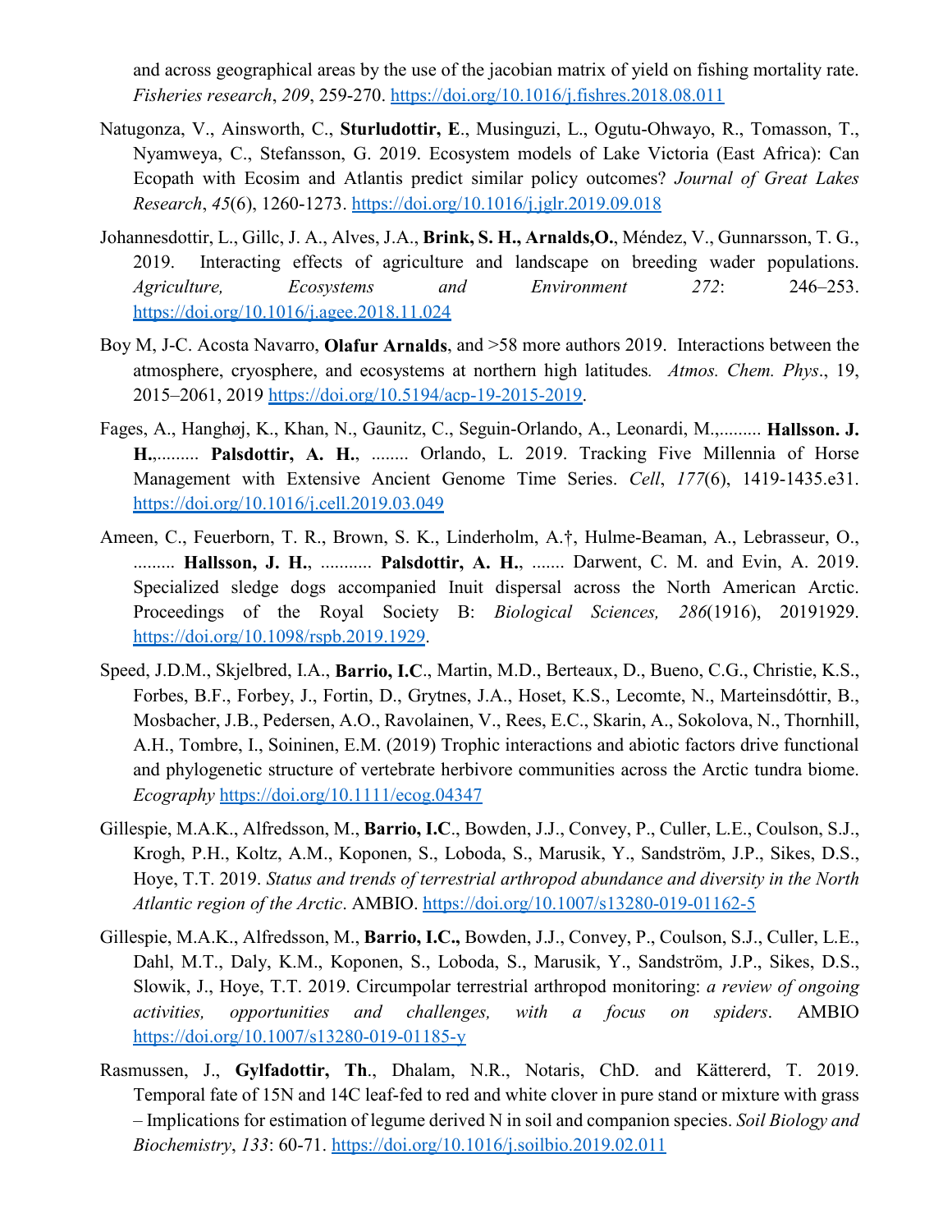and across geographical areas by the use of the jacobian matrix of yield on fishing mortality rate. *Fisheries research*, *209*, 259-270. https://doi.org/10.1016/j.fishres.2018.08.011

Natugonza, V., Ainsworth, C., **Sturludottir, E**., Musinguzi, L., Ogutu-Ohwayo, R., Tomasson, T., Nyamweya, C., Stefansson, G. 2019. Ecosystem models of Lake Victoria (East Africa): Can Ecopath with Ecosim and Atlantis predict similar policy outcomes? *Journal of Great Lakes Research*, *45*(6), 1260-1273. https://doi.org/10.1016/j.jglr.2019.09.018

Johannesdottir, L., Gillc, J. A., Alves, J.A., **Brink, S. H., Arnalds,O.**, Méndez, V., Gunnarsson, T. G., 2019. Interacting effects of agriculture and landscape on breeding wader populations. *Agriculture, Ecosystems and Environment 272*: 246–253. https://doi.org/10.1016/j.agee.2018.11.024

Boy M, J-C. Acosta Navarro, **Olafur Arnalds**, and >58 more authors 2019. Interactions between the atmosphere, cryosphere, and ecosystems at northern high latitudes. *Atmos. Chem. Phys*., 19, 2015–2061, 2019 https://doi.org/10.5194/acp-19-2015-2019.

Fages, A., Hanghøj, K., Khan, N., Gaunitz, C., Seguin-Orlando, A., Leonardi, M.,......... **Hallsson. J. H.,**......... **Palsdottir, A. H.**, ........ Orlando, L. 2019. Tracking Five Millennia of Horse Management with Extensive Ancient Genome Time Series. *Cell*, *177*(6), 1419-1435.e31. https://doi.org/10.1016/j.cell.2019.03.049

Ameen, C., Feuerborn, T. R., Brown, S. K., Linderholm, A.†, Hulme-Beaman, A., Lebrasseur, O., ......... **Hallsson, J. H.**, ........... **Palsdottir, A. H.**, ....... Darwent, C. M. and Evin, A. 2019. Specialized sledge dogs accompanied Inuit dispersal across the North American Arctic. Proceedings of the Royal Society B: *Biological Sciences, 286*(1916), 20191929. https://doi.org/10.1098/rspb.2019.1929.

Speed, J.D.M., Skjelbred, I.A., **Barrio, I.C**., Martin, M.D., Berteaux, D., Bueno, C.G., Christie, K.S., Forbes, B.F., Forbey, J., Fortin, D., Grytnes, J.A., Hoset, K.S., Lecomte, N., Marteinsdóttir, B., Mosbacher, J.B., Pedersen, A.O., Ravolainen, V., Rees, E.C., Skarin, A., Sokolova, N., Thornhill, A.H., Tombre, I., Soininen, E.M. (2019) Trophic interactions and abiotic factors drive functional and phylogenetic structure of vertebrate herbivore communities across the Arctic tundra biome. *Ecography* https://doi.org/10.1111/ecog.04347

Gillespie, M.A.K., Alfredsson, M., **Barrio, I.C**., Bowden, J.J., Convey, P., Culler, L.E., Coulson, S.J., Krogh, P.H., Koltz, A.M., Koponen, S., Loboda, S., Marusik, Y., Sandström, J.P., Sikes, D.S., Hoye, T.T. 2019. *Status and trends of terrestrial arthropod abundance and diversity in the North Atlantic region of the Arctic*. AMBIO. https://doi.org/10.1007/s13280-019-01162-5

Gillespie, M.A.K., Alfredsson, M., **Barrio, I.C.,** Bowden, J.J., Convey, P., Coulson, S.J., Culler, L.E., Dahl, M.T., Daly, K.M., Koponen, S., Loboda, S., Marusik, Y., Sandström, J.P., Sikes, D.S., Slowik, J., Hoye, T.T. 2019. Circumpolar terrestrial arthropod monitoring: *a review of ongoing activities, opportunities and challenges, with a focus on spiders*. AMBIO https://doi.org/10.1007/s13280-019-01185-y

Rasmussen, J., **Gylfadottir, Th**., Dhalam, N.R., Notaris, ChD. and Kättererd, T. 2019. Temporal fate of 15N and 14C leaf-fed to red and white clover in pure stand or mixture with grass – Implications for estimation of legume derived N in soil and companion species. *Soil Biology and Biochemistry*, *133*: 60-71. https://doi.org/10.1016/j.soilbio.2019.02.011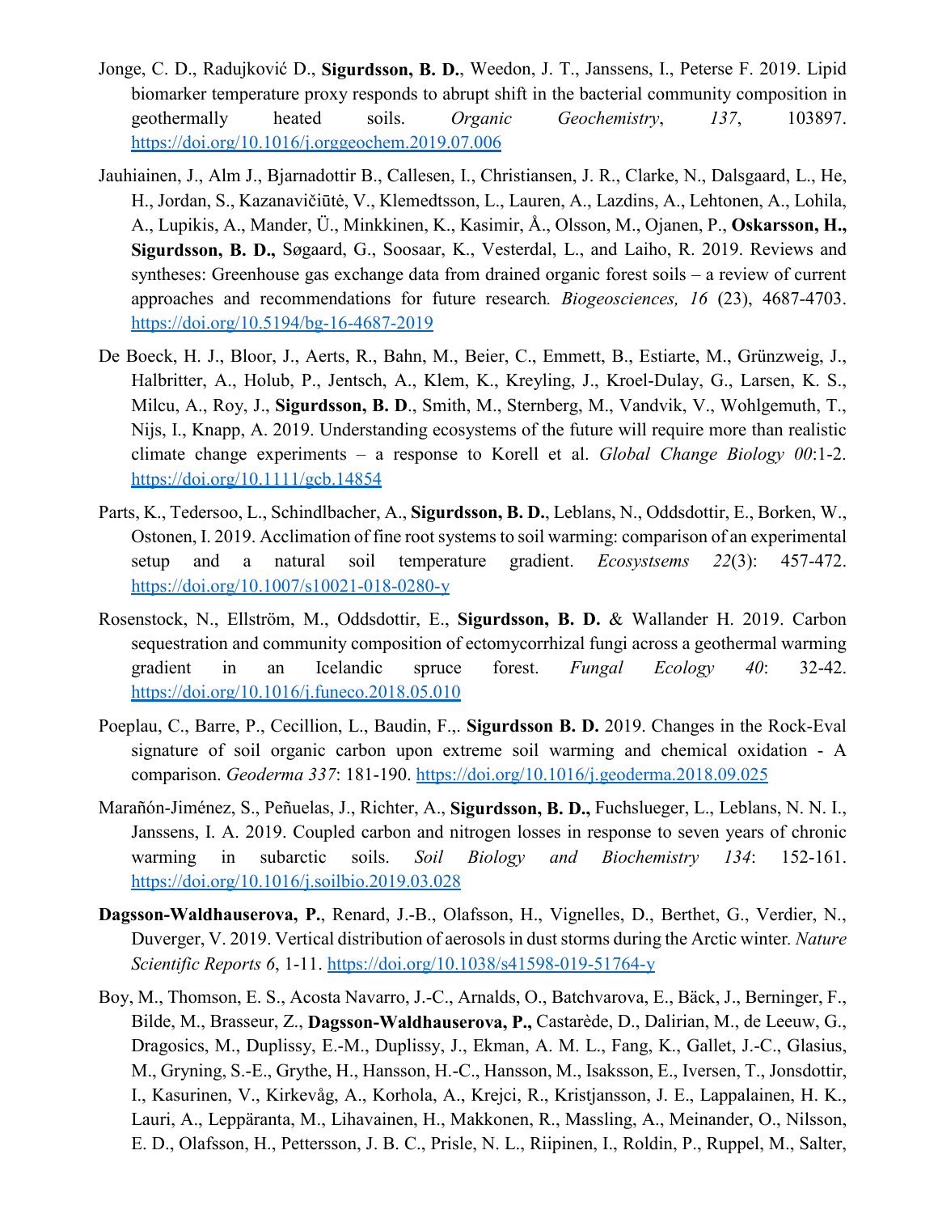Jonge, C. D., Radujković D., **Sigurdsson, B. D.**, Weedon, J. T., Janssens, I., Peterse F. 2019. Lipid biomarker temperature proxy responds to abrupt shift in the bacterial community composition in geothermally heated soils. *Organic Geochemistry*, *137*, 103897. https://doi.org/10.1016/j.orggeochem.2019.07.006

Jauhiainen, J., Alm J., Bjarnadottir B., Callesen, I., Christiansen, J. R., Clarke, N., Dalsgaard, L., He, H., Jordan, S., Kazanavičiūtė, V., Klemedtsson, L., Lauren, A., Lazdins, A., Lehtonen, A., Lohila, A., Lupikis, A., Mander, Ü., Minkkinen, K., Kasimir, Å., Olsson, M., Ojanen, P., **Oskarsson, H., Sigurdsson, B. D.,** Søgaard, G., Soosaar, K., Vesterdal, L., and Laiho, R. 2019. Reviews and syntheses: Greenhouse gas exchange data from drained organic forest soils – a review of current approaches and recommendations for future research. *Biogeosciences, 16* (23), 4687-4703. https://doi.org/10.5194/bg-16-4687-2019

De Boeck, H. J., Bloor, J., Aerts, R., Bahn, M., Beier, C., Emmett, B., Estiarte, M., Grünzweig, J., Halbritter, A., Holub, P., Jentsch, A., Klem, K., Kreyling, J., Kroel-Dulay, G., Larsen, K. S., Milcu, A., Roy, J., **Sigurdsson, B. D**., Smith, M., Sternberg, M., Vandvik, V., Wohlgemuth, T., Nijs, I., Knapp, A. 2019. Understanding ecosystems of the future will require more than realistic climate change experiments – a response to Korell et al. *Global Change Biology 00*:1-2. https://doi.org/10.1111/gcb.14854

Parts, K., Tedersoo, L., Schindlbacher, A., **Sigurdsson, B. D.**, Leblans, N., Oddsdottir, E., Borken, W., Ostonen, I. 2019. Acclimation of fine root systems to soil warming: comparison of an experimental setup and a natural soil temperature gradient. *Ecosystsems 22*(3): 457-472. https://doi.org/10.1007/s10021-018-0280-y

Rosenstock, N., Ellström, M., Oddsdottir, E., **Sigurdsson, B. D.** & Wallander H. 2019. Carbon sequestration and community composition of ectomycorrhizal fungi across a geothermal warming gradient in an Icelandic spruce forest. *Fungal Ecology 40*: 32-42. https://doi.org/10.1016/j.funeco.2018.05.010

Poeplau, C., Barre, P., Cecillion, L., Baudin, F.,. **Sigurdsson B. D.** 2019. Changes in the Rock-Eval signature of soil organic carbon upon extreme soil warming and chemical oxidation - A comparison. *Geoderma 337*: 181-190. https://doi.org/10.1016/j.geoderma.2018.09.025

Marañón-Jiménez, S., Peñuelas, J., Richter, A., **Sigurdsson, B. D.,** Fuchslueger, L., Leblans, N. N. I., Janssens, I. A. 2019. Coupled carbon and nitrogen losses in response to seven years of chronic warming in subarctic soils. *Soil Biology and Biochemistry 134*: 152-161. https://doi.org/10.1016/j.soilbio.2019.03.028

**Dagsson-Waldhauserova, P.**, Renard, J.-B., Olafsson, H., Vignelles, D., Berthet, G., Verdier, N., Duverger, V. 2019. Vertical distribution of aerosols in dust storms during the Arctic winter. *Nature Scientific Reports 6*, 1-11. https://doi.org/10.1038/s41598-019-51764-y

Boy, M., Thomson, E. S., Acosta Navarro, J.-C., Arnalds, O., Batchvarova, E., Bäck, J., Berninger, F., Bilde, M., Brasseur, Z., **Dagsson-Waldhauserova, P.,** Castarède, D., Dalirian, M., de Leeuw, G., Dragosics, M., Duplissy, E.-M., Duplissy, J., Ekman, A. M. L., Fang, K., Gallet, J.-C., Glasius, M., Gryning, S.-E., Grythe, H., Hansson, H.-C., Hansson, M., Isaksson, E., Iversen, T., Jonsdottir, I., Kasurinen, V., Kirkevåg, A., Korhola, A., Krejci, R., Kristjansson, J. E., Lappalainen, H. K., Lauri, A., Leppäranta, M., Lihavainen, H., Makkonen, R., Massling, A., Meinander, O., Nilsson, E. D., Olafsson, H., Pettersson, J. B. C., Prisle, N. L., Riipinen, I., Roldin, P., Ruppel, M., Salter,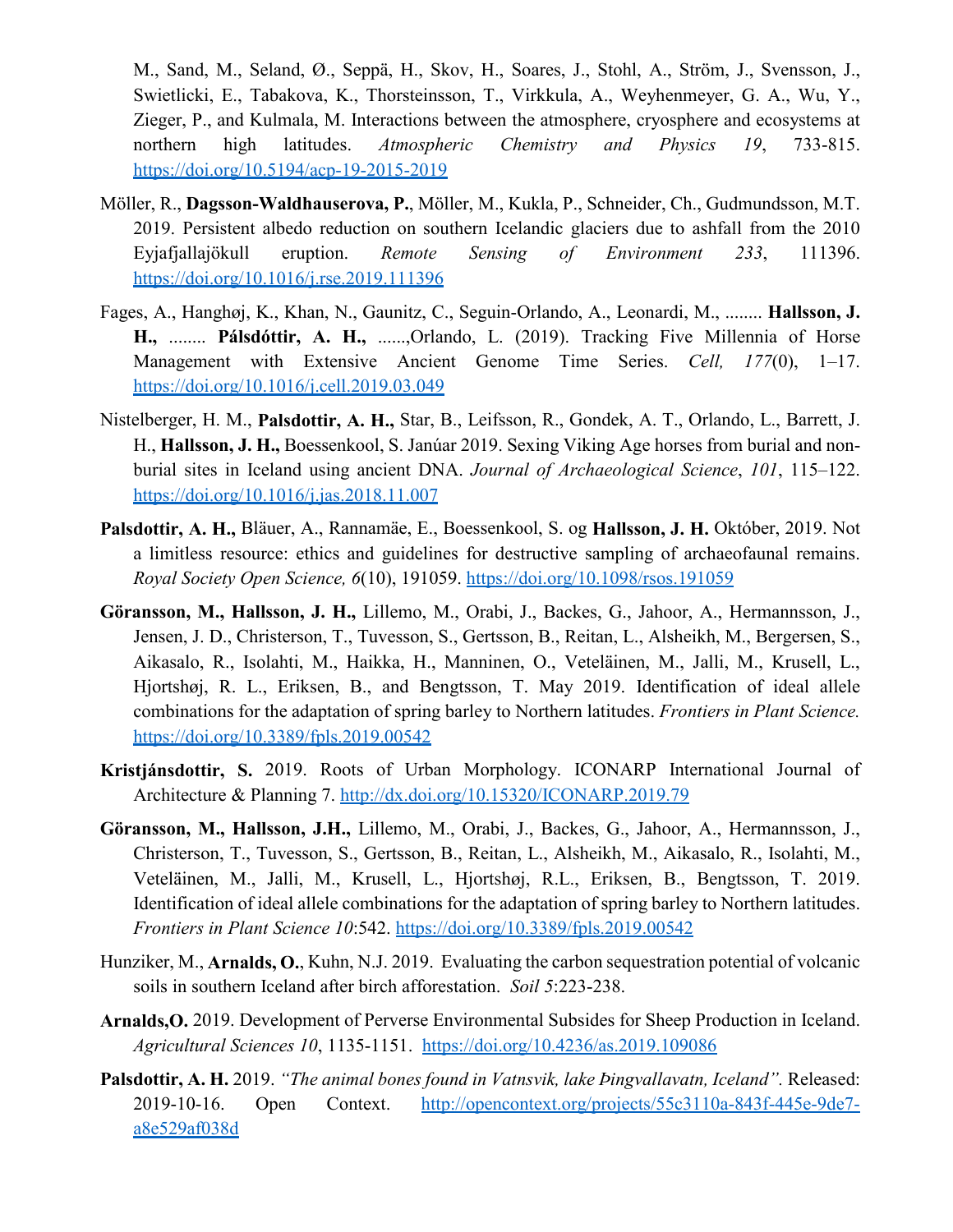M., Sand, M., Seland, Ø., Seppä, H., Skov, H., Soares, J., Stohl, A., Ström, J., Svensson, J., Swietlicki, E., Tabakova, K., Thorsteinsson, T., Virkkula, A., Weyhenmeyer, G. A., Wu, Y., Zieger, P., and Kulmala, M. Interactions between the atmosphere, cryosphere and ecosystems at northern high latitudes. *Atmospheric Chemistry and Physics 19*, 733-815. https://doi.org/10.5194/acp-19-2015-2019

Möller, R., **Dagsson-Waldhauserova, P.**, Möller, M., Kukla, P., Schneider, Ch., Gudmundsson, M.T. 2019. Persistent albedo reduction on southern Icelandic glaciers due to ashfall from the 2010 Eyjafjallajökull eruption. *Remote Sensing of Environment 233*, 111396. https://doi.org/10.1016/j.rse.2019.111396

Fages, A., Hanghøj, K., Khan, N., Gaunitz, C., Seguin-Orlando, A., Leonardi, M., ........ **Hallsson, J. H.**, ........ **Pálsdóttir, A. H.**, ......,Orlando, L. (2019). Tracking Five Millennia of Horse Management with Extensive Ancient Genome Time Series. *Cell, 177*(0), 1–17. https://doi.org/10.1016/j.cell.2019.03.049

Nistelberger, H. M., **Palsdottir, A. H.,** Star, B., Leifsson, R., Gondek, A. T., Orlando, L., Barrett, J. H., **Hallsson, J. H.,** Boessenkool, S. Janúar 2019. Sexing Viking Age horses from burial and non-burial sites in Iceland using ancient DNA. *Journal of Archaeological Science*, *101*, 115–122. https://doi.org/10.1016/j.jas.2018.11.007

**Palsdottir, A. H.,** Bläuer, A., Rannamäe, E., Boessenkool, S. og **Hallsson, J. H.** Október, 2019. Not a limitless resource: ethics and guidelines for destructive sampling of archaeofaunal remains. *Royal Society Open Science, 6*(10), 191059. https://doi.org/10.1098/rsos.191059

**Göransson, M., Hallsson, J. H.,** Lillemo, M., Orabi, J., Backes, G., Jahoor, A., Hermannsson, J., Jensen, J. D., Christerson, T., Tuvesson, S., Gertsson, B., Reitan, L., Alsheikh, M., Bergersen, S., Aikasalo, R., Isolahti, M., Haikka, H., Manninen, O., Veteläinen, M., Jalli, M., Krusell, L., Hjortshøj, R. L., Eriksen, B., and Bengtsson, T. May 2019. Identification of ideal allele combinations for the adaptation of spring barley to Northern latitudes. *Frontiers in Plant Science.* https://doi.org/10.3389/fpls.2019.00542

**Kristjánsdottir, S.** 2019. Roots of Urban Morphology. ICONARP International Journal of Architecture & Planning 7. http://dx.doi.org/10.15320/ICONARP.2019.79

**Göransson, M., Hallsson, J.H.,** Lillemo, M., Orabi, J., Backes, G., Jahoor, A., Hermannsson, J., Christerson, T., Tuvesson, S., Gertsson, B., Reitan, L., Alsheikh, M., Aikasalo, R., Isolahti, M., Veteläinen, M., Jalli, M., Krusell, L., Hjortshøj, R.L., Eriksen, B., Bengtsson, T. 2019. Identification of ideal allele combinations for the adaptation of spring barley to Northern latitudes. *Frontiers in Plant Science 10*:542. https://doi.org/10.3389/fpls.2019.00542

Hunziker, M., **Arnalds, O.**, Kuhn, N.J. 2019. Evaluating the carbon sequestration potential of volcanic soils in southern Iceland after birch afforestation. *Soil 5*:223-238.

**Arnalds,O.** 2019. Development of Perverse Environmental Subsides for Sheep Production in Iceland. *Agricultural Sciences 10*, 1135-1151. https://doi.org/10.4236/as.2019.109086

**Palsdottir, A. H.** 2019. *"The animal bones found in Vatnsvik, lake Þingvallavatn, Iceland".* Released: 2019-10-16. Open Context. http://opencontext.org/projects/55c3110a-843f-445e-9de7-a8e529af038d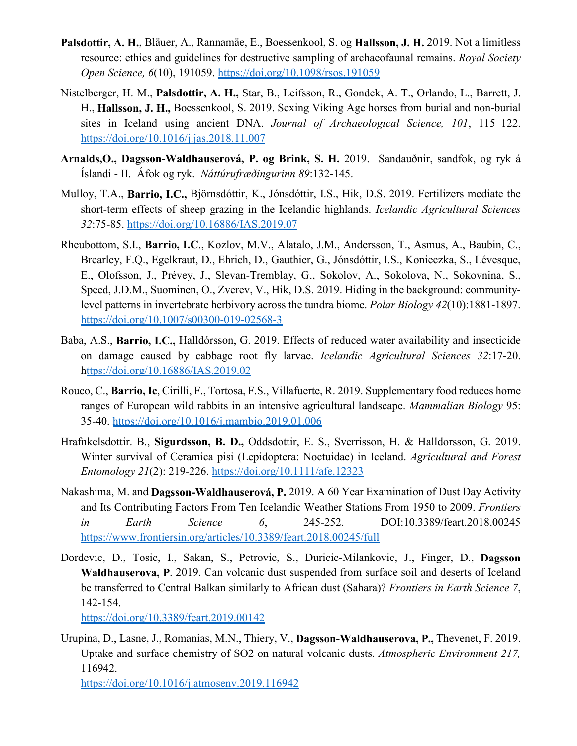**Palsdottir, A. H.**, Bläuer, A., Rannamäe, E., Boessenkool, S. og **Hallsson, J. H.** 2019. Not a limitless resource: ethics and guidelines for destructive sampling of archaeofaunal remains. *Royal Society Open Science, 6*(10), 191059. https://doi.org/10.1098/rsos.191059

Nistelberger, H. M., **Palsdottir, A. H.,** Star, B., Leifsson, R., Gondek, A. T., Orlando, L., Barrett, J. H., **Hallsson, J. H.,** Boessenkool, S. 2019. Sexing Viking Age horses from burial and non-burial sites in Iceland using ancient DNA. *Journal of Archaeological Science, 101*, 115–122. https://doi.org/10.1016/j.jas.2018.11.007

**Arnalds,O., Dagsson-Waldhauserová, P. og Brink, S. H.** 2019. Sandauðnir, sandfok, og ryk á Íslandi - II. Áfok og ryk. *Náttúrufræðingurinn 89*:132-145.

Mulloy, T.A., **Barrio, I.C.,** Björnsdóttir, K., Jónsdóttir, I.S., Hik, D.S. 2019. Fertilizers mediate the short-term effects of sheep grazing in the Icelandic highlands. *Icelandic Agricultural Sciences 32*:75-85. https://doi.org/10.16886/IAS.2019.07

Rheubottom, S.I., **Barrio, I.C**., Kozlov, M.V., Alatalo, J.M., Andersson, T., Asmus, A., Baubin, C., Brearley, F.Q., Egelkraut, D., Ehrich, D., Gauthier, G., Jónsdóttir, I.S., Konieczka, S., Lévesque, E., Olofsson, J., Prévey, J., Slevan-Tremblay, G., Sokolov, A., Sokolova, N., Sokovnina, S., Speed, J.D.M., Suominen, O., Zverev, V., Hik, D.S. 2019. Hiding in the background: community-level patterns in invertebrate herbivory across the tundra biome. *Polar Biology 42*(10):1881-1897. https://doi.org/10.1007/s00300-019-02568-3

Baba, A.S., **Barrio, I.C.,** Halldórsson, G. 2019. Effects of reduced water availability and insecticide on damage caused by cabbage root fly larvae. *Icelandic Agricultural Sciences 32*:17-20. https://doi.org/10.16886/IAS.2019.02

Rouco, C., **Barrio, Ic**, Cirilli, F., Tortosa, F.S., Villafuerte, R. 2019. Supplementary food reduces home ranges of European wild rabbits in an intensive agricultural landscape. *Mammalian Biology* 95: 35-40. https://doi.org/10.1016/j.mambio.2019.01.006

Hrafnkelsdottir. B., **Sigurdsson, B. D.,** Oddsdottir, E. S., Sverrisson, H. & Halldorsson, G. 2019. Winter survival of Ceramica pisi (Lepidoptera: Noctuidae) in Iceland. *Agricultural and Forest Entomology 21*(2): 219-226. https://doi.org/10.1111/afe.12323

Nakashima, M. and **Dagsson-Waldhauserová, P.** 2019. A 60 Year Examination of Dust Day Activity and Its Contributing Factors From Ten Icelandic Weather Stations From 1950 to 2009. *Frontiers in Earth Science 6*, 245-252. DOI:10.3389/feart.2018.00245 https://www.frontiersin.org/articles/10.3389/feart.2018.00245/full

Dordevic, D., Tosic, I., Sakan, S., Petrovic, S., Duricic-Milankovic, J., Finger, D., **Dagsson Waldhauserova, P**. 2019. Can volcanic dust suspended from surface soil and deserts of Iceland be transferred to Central Balkan similarly to African dust (Sahara)? *Frontiers in Earth Science 7*, 142-154.
https://doi.org/10.3389/feart.2019.00142

Urupina, D., Lasne, J., Romanias, M.N., Thiery, V., **Dagsson-Waldhauserova, P.,** Thevenet, F. 2019. Uptake and surface chemistry of SO2 on natural volcanic dusts. *Atmospheric Environment 217,* 116942.
https://doi.org/10.1016/j.atmosenv.2019.116942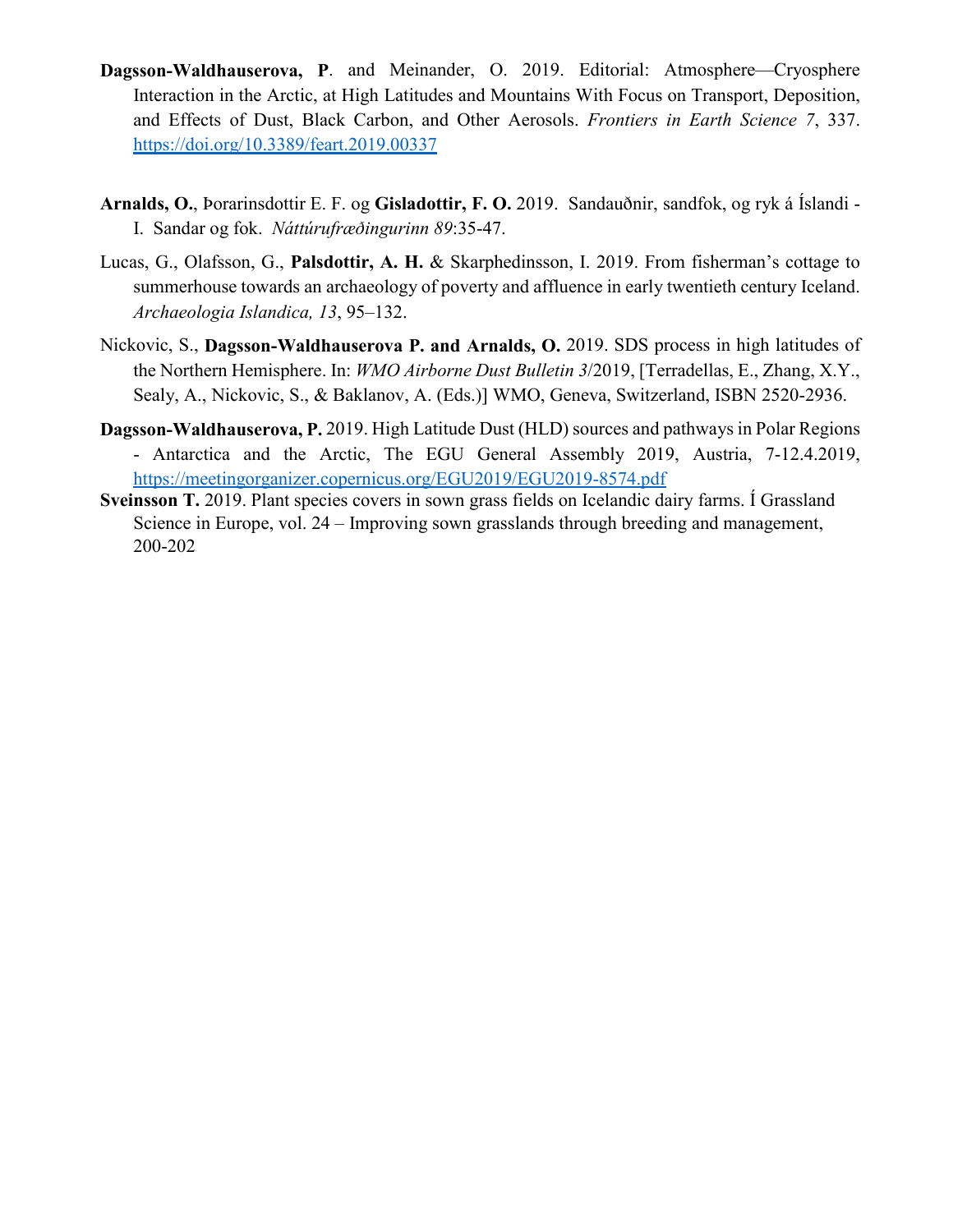**Dagsson-Waldhauserova, P**. and Meinander, O. 2019. Editorial: Atmosphere—Cryosphere Interaction in the Arctic, at High Latitudes and Mountains With Focus on Transport, Deposition, and Effects of Dust, Black Carbon, and Other Aerosols. *Frontiers in Earth Science 7*, 337. https://doi.org/10.3389/feart.2019.00337

**Arnalds, O.**, Þorarinsdottir E. F. og **Gisladottir, F. O.** 2019. Sandauðnir, sandfok, og ryk á Íslandi - I. Sandar og fok. *Náttúrufræðingurinn 89*:35-47.

Lucas, G., Olafsson, G., **Palsdottir, A. H.** & Skarphedinsson, I. 2019. From fisherman's cottage to summerhouse towards an archaeology of poverty and affluence in early twentieth century Iceland. *Archaeologia Islandica, 13*, 95–132.

Nickovic, S., **Dagsson-Waldhauserova P. and Arnalds, O.** 2019. SDS process in high latitudes of the Northern Hemisphere. In: *WMO Airborne Dust Bulletin 3*/2019, [Terradellas, E., Zhang, X.Y., Sealy, A., Nickovic, S., & Baklanov, A. (Eds.)] WMO, Geneva, Switzerland, ISBN 2520-2936.

**Dagsson-Waldhauserova, P.** 2019. High Latitude Dust (HLD) sources and pathways in Polar Regions - Antarctica and the Arctic, The EGU General Assembly 2019, Austria, 7-12.4.2019, https://meetingorganizer.copernicus.org/EGU2019/EGU2019-8574.pdf

**Sveinsson T.** 2019. Plant species covers in sown grass fields on Icelandic dairy farms. Í Grassland Science in Europe, vol. 24 – Improving sown grasslands through breeding and management, 200-202